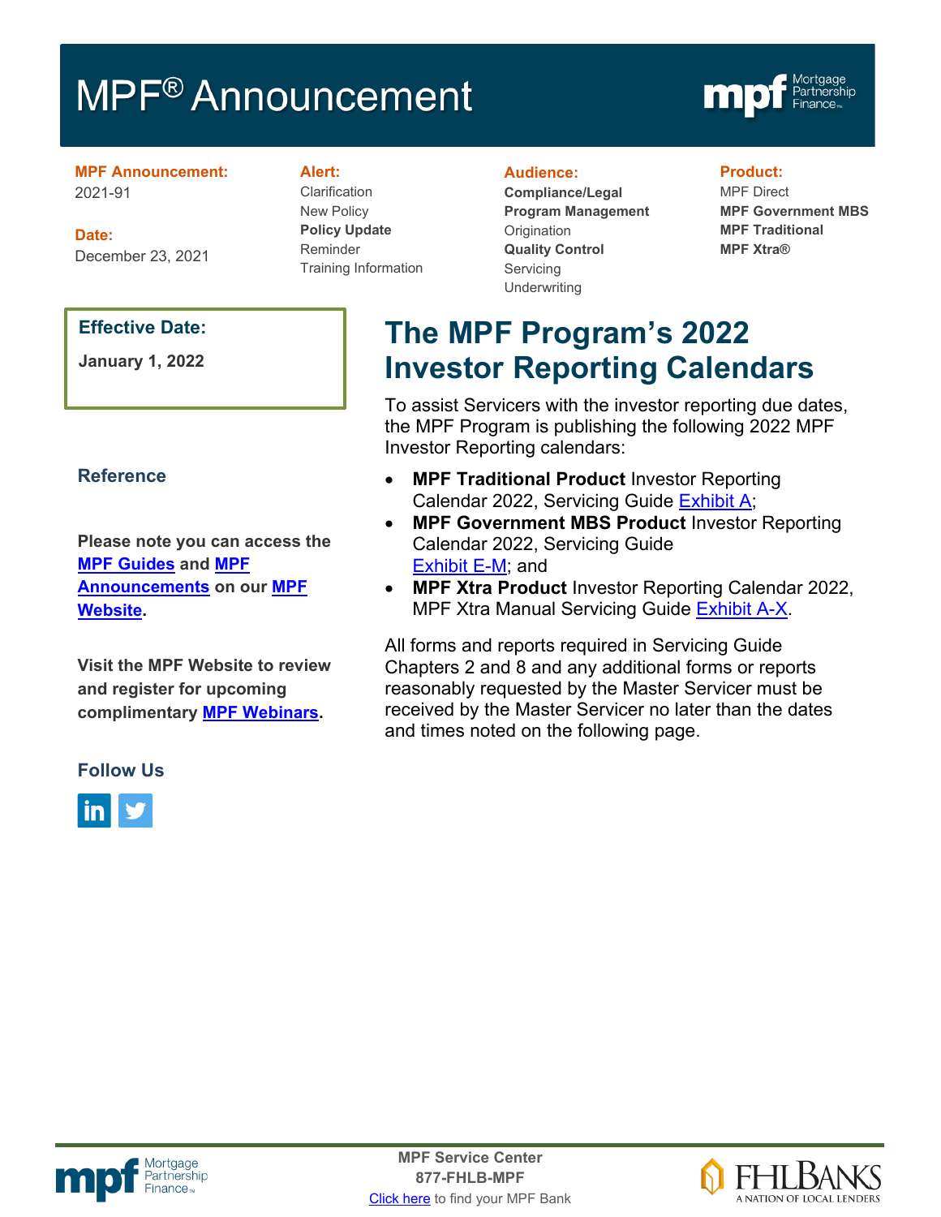# MPF® Announcement

**MPF Announcement:**
2021-91

**Date:**
December 23, 2021

**Alert:**
Clarification
New Policy
**Policy Update**
Reminder
Training Information

**Audience:**
**Compliance/Legal**
**Program Management**
Origination
**Quality Control**
Servicing
Underwriting

**Product:**
MPF Direct
**MPF Government MBS**
**MPF Traditional**
**MPF Xtra®**

**Effective Date:**

**January 1, 2022**

## The MPF Program's 2022 Investor Reporting Calendars

To assist Servicers with the investor reporting due dates, the MPF Program is publishing the following 2022 MPF Investor Reporting calendars:

- **MPF Traditional Product** Investor Reporting Calendar 2022, Servicing Guide Exhibit A;
- **MPF Government MBS Product** Investor Reporting Calendar 2022, Servicing Guide Exhibit E-M; and
- **MPF Xtra Product** Investor Reporting Calendar 2022, MPF Xtra Manual Servicing Guide Exhibit A-X.

All forms and reports required in Servicing Guide Chapters 2 and 8 and any additional forms or reports reasonably requested by the Master Servicer must be received by the Master Servicer no later than the dates and times noted on the following page.

### Reference

**Please note you can access the MPF Guides and MPF Announcements on our MPF Website.**

**Visit the MPF Website to review and register for upcoming complimentary MPF Webinars.**

### Follow Us

MPF Service Center
877-FHLB-MPF
Click here to find your MPF Bank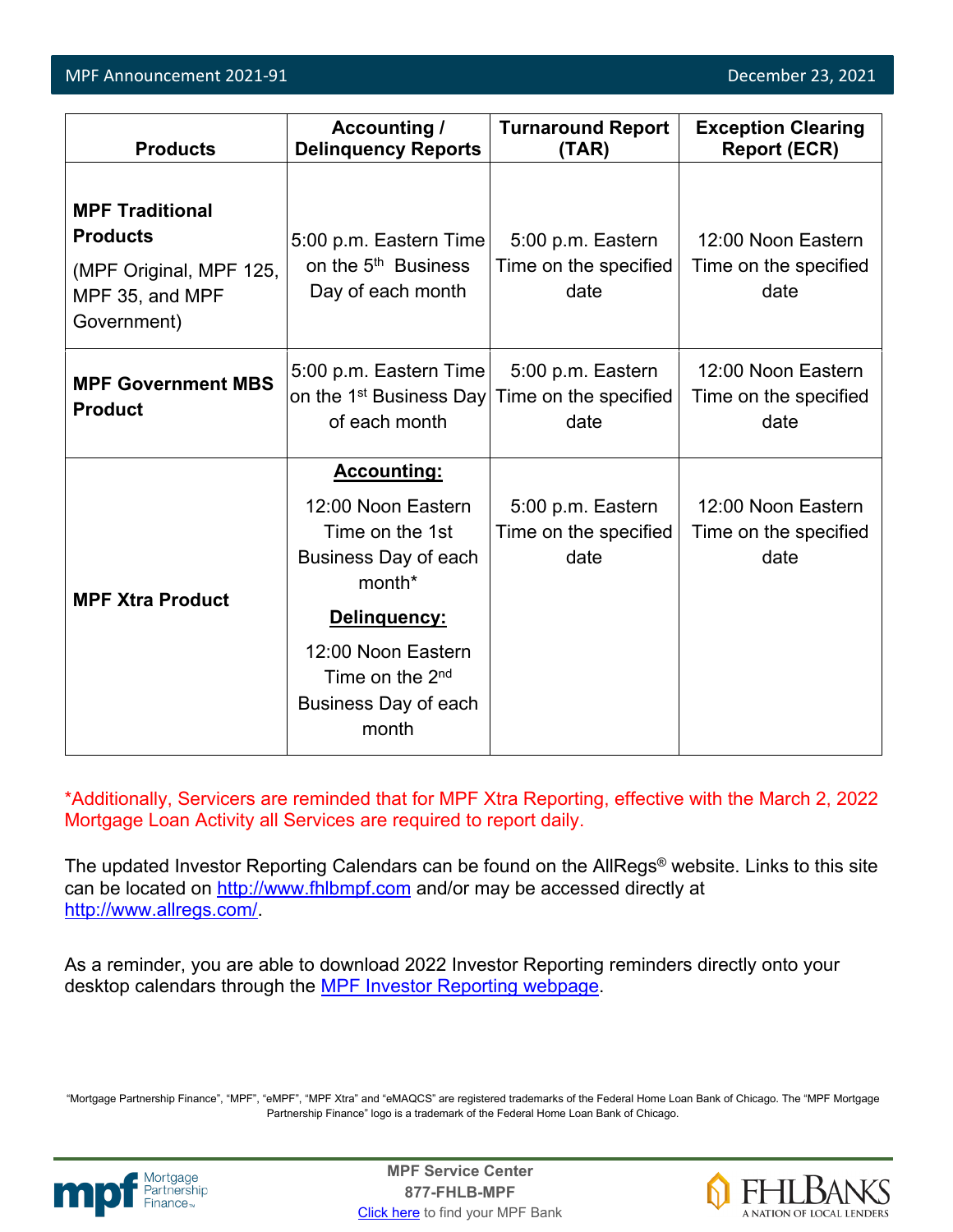| Products | Accounting / Delinquency Reports | Turnaround Report (TAR) | Exception Clearing Report (ECR) |
|---|---|---|---|
| **MPF Traditional Products** (MPF Original, MPF 125, MPF 35, and MPF Government) | 5:00 p.m. Eastern Time on the 5th Business Day of each month | 5:00 p.m. Eastern Time on the specified date | 12:00 Noon Eastern Time on the specified date |
| **MPF Government MBS Product** | 5:00 p.m. Eastern Time on the 1st Business Day of each month | 5:00 p.m. Eastern Time on the specified date | 12:00 Noon Eastern Time on the specified date |
| **MPF Xtra Product** | **Accounting:** 12:00 Noon Eastern Time on the 1st Business Day of each month* **Delinquency:** 12:00 Noon Eastern Time on the 2nd Business Day of each month | 5:00 p.m. Eastern Time on the specified date | 12:00 Noon Eastern Time on the specified date |

*Additionally, Servicers are reminded that for MPF Xtra Reporting, effective with the March 2, 2022 Mortgage Loan Activity all Services are required to report daily.

The updated Investor Reporting Calendars can be found on the AllRegs® website. Links to this site can be located on http://www.fhlbmpf.com and/or may be accessed directly at http://www.allregs.com/.

As a reminder, you are able to download 2022 Investor Reporting reminders directly onto your desktop calendars through the MPF Investor Reporting webpage.

"Mortgage Partnership Finance", "MPF", "eMPF", "MPF Xtra" and "eMAQCS" are registered trademarks of the Federal Home Loan Bank of Chicago. The "MPF Mortgage Partnership Finance" logo is a trademark of the Federal Home Loan Bank of Chicago.

**MPF Service Center**
**877-FHLB-MPF**
Click here to find your MPF Bank